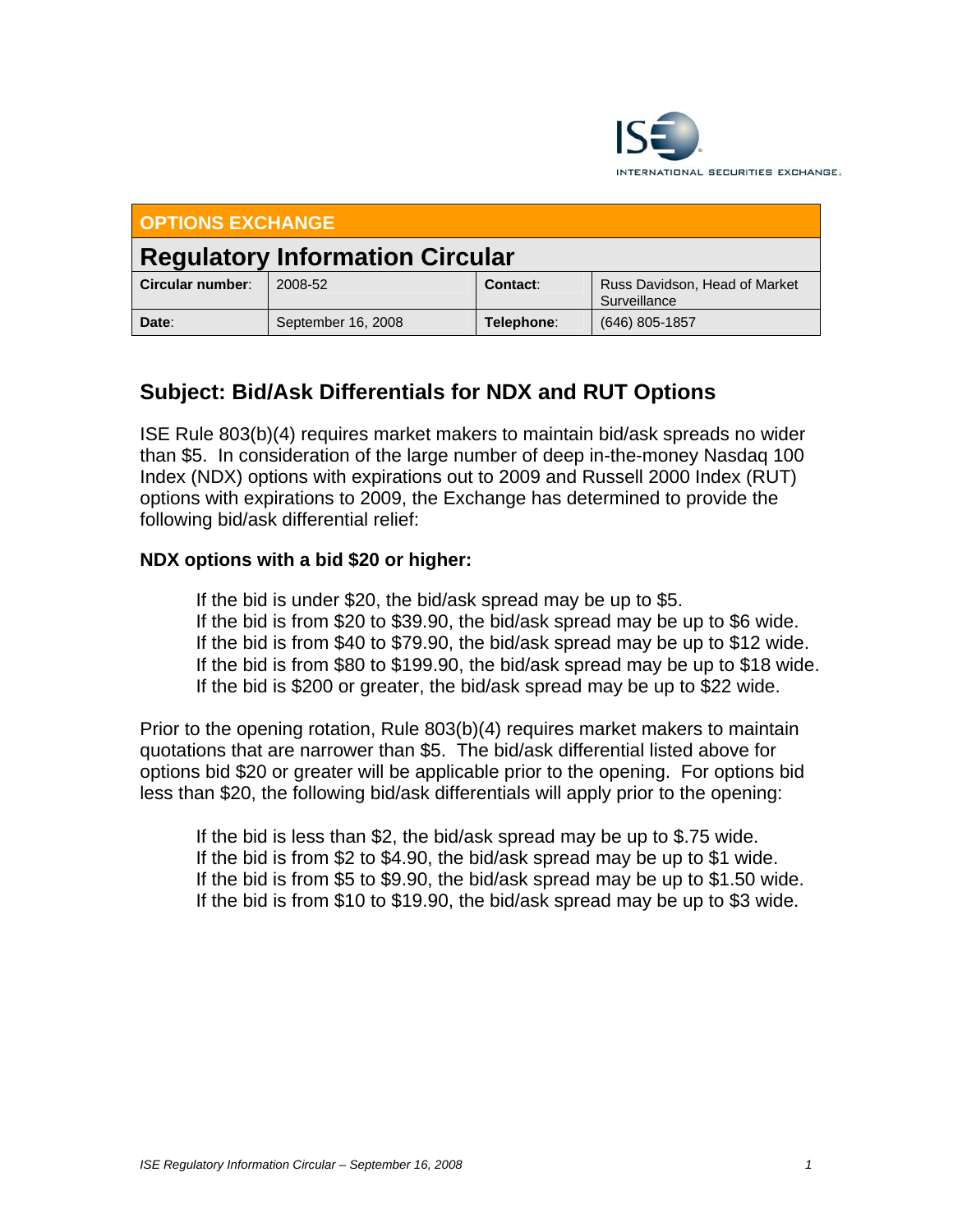INTERNATIONAL SECURITIES EXCHANGE.

## OPTIONS EXCHANGE

# Regulatory Information Circular

| **Circular number**: | 2008-52 | **Contact**: | Russ Davidson, Head of Market Surveillance |
|---|---|---|---|
| **Date**: | September 16, 2008 | **Telephone**: | (646) 805-1857 |

## Subject: Bid/Ask Differentials for NDX and RUT Options

ISE Rule 803(b)(4) requires market makers to maintain bid/ask spreads no wider than $5. In consideration of the large number of deep in-the-money Nasdaq 100 Index (NDX) options with expirations out to 2009 and Russell 2000 Index (RUT) options with expirations to 2009, the Exchange has determined to provide the following bid/ask differential relief:

**NDX options with a bid $20 or higher:**

If the bid is under $20, the bid/ask spread may be up to $5.
If the bid is from $20 to $39.90, the bid/ask spread may be up to $6 wide.
If the bid is from $40 to $79.90, the bid/ask spread may be up to $12 wide.
If the bid is from $80 to $199.90, the bid/ask spread may be up to $18 wide.
If the bid is $200 or greater, the bid/ask spread may be up to $22 wide.

Prior to the opening rotation, Rule 803(b)(4) requires market makers to maintain quotations that are narrower than $5. The bid/ask differential listed above for options bid $20 or greater will be applicable prior to the opening. For options bid less than $20, the following bid/ask differentials will apply prior to the opening:

If the bid is less than $2, the bid/ask spread may be up to $.75 wide.
If the bid is from $2 to $4.90, the bid/ask spread may be up to $1 wide.
If the bid is from $5 to $9.90, the bid/ask spread may be up to $1.50 wide.
If the bid is from $10 to $19.90, the bid/ask spread may be up to $3 wide.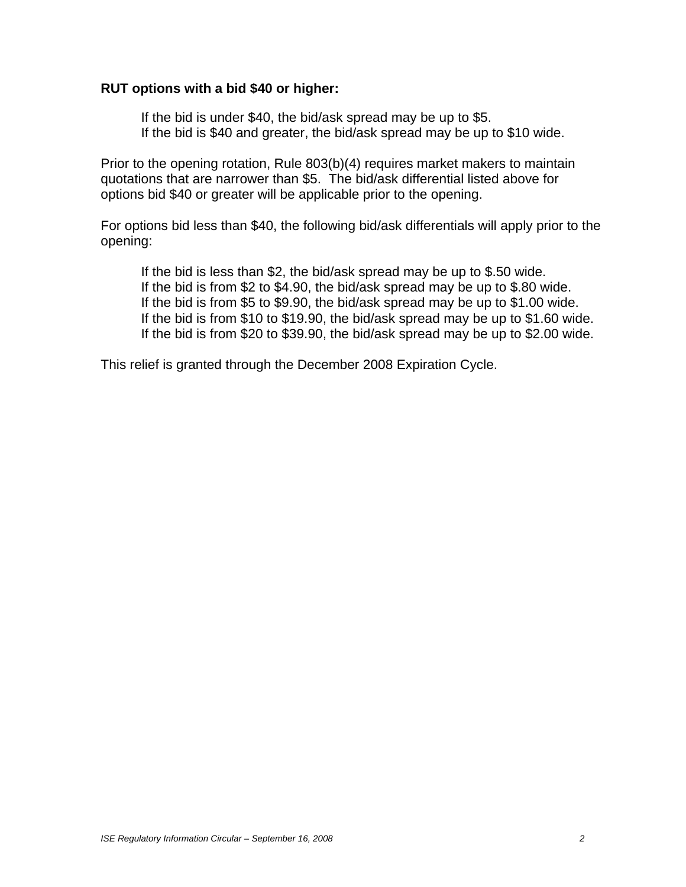**RUT options with a bid $40 or higher:**

> If the bid is under $40, the bid/ask spread may be up to $5.
> If the bid is $40 and greater, the bid/ask spread may be up to $10 wide.

Prior to the opening rotation, Rule 803(b)(4) requires market makers to maintain quotations that are narrower than $5. The bid/ask differential listed above for options bid $40 or greater will be applicable prior to the opening.

For options bid less than $40, the following bid/ask differentials will apply prior to the opening:

> If the bid is less than $2, the bid/ask spread may be up to $.50 wide.
> If the bid is from $2 to $4.90, the bid/ask spread may be up to $.80 wide.
> If the bid is from $5 to $9.90, the bid/ask spread may be up to $1.00 wide.
> If the bid is from $10 to $19.90, the bid/ask spread may be up to $1.60 wide.
> If the bid is from $20 to $39.90, the bid/ask spread may be up to $2.00 wide.

This relief is granted through the December 2008 Expiration Cycle.